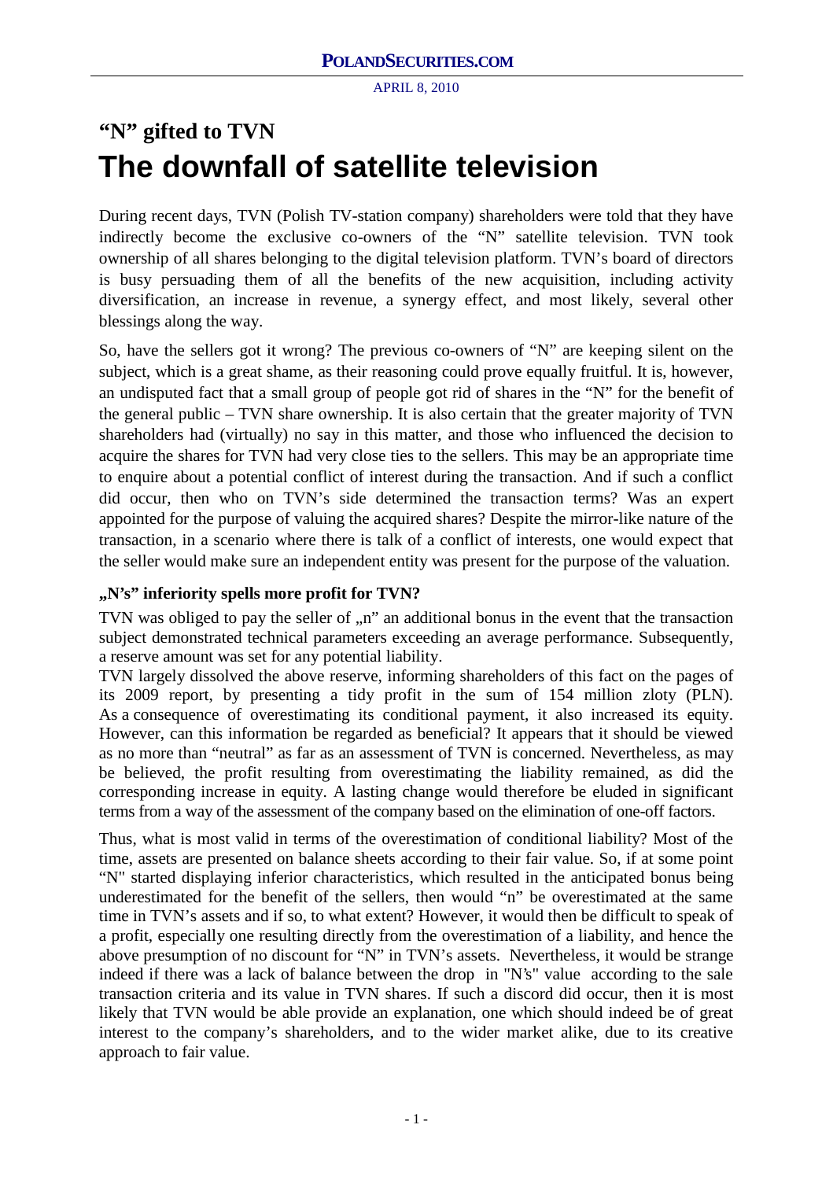# "N" gifted to TVN

# The downfall of satellite television

During recent days, TVN (Polish TV-station company) shareholders were told that they have indirectly become the exclusive co-owners of the "N" satellite television. TVN took ownership of all shares belonging to the digital television platform. TVN's board of directors is busy persuading them of all the benefits of the new acquisition, including activity diversification, an increase in revenue, a synergy effect, and most likely, several other blessings along the way.

So, have the sellers got it wrong? The previous co-owners of "N" are keeping silent on the subject, which is a great shame, as their reasoning could prove equally fruitful. It is, however, an undisputed fact that a small group of people got rid of shares in the "N" for the benefit of the general public – TVN share ownership. It is also certain that the greater majority of TVN shareholders had (virtually) no say in this matter, and those who influenced the decision to acquire the shares for TVN had very close ties to the sellers. This may be an appropriate time to enquire about a potential conflict of interest during the transaction. And if such a conflict did occur, then who on TVN's side determined the transaction terms? Was an expert appointed for the purpose of valuing the acquired shares? Despite the mirror-like nature of the transaction, in a scenario where there is talk of a conflict of interests, one would expect that the seller would make sure an independent entity was present for the purpose of the valuation.

### „N's" inferiority spells more profit for TVN?

TVN was obliged to pay the seller of „n" an additional bonus in the event that the transaction subject demonstrated technical parameters exceeding an average performance. Subsequently, a reserve amount was set for any potential liability.

TVN largely dissolved the above reserve, informing shareholders of this fact on the pages of its 2009 report, by presenting a tidy profit in the sum of 154 million zloty (PLN). As a consequence of overestimating its conditional payment, it also increased its equity. However, can this information be regarded as beneficial? It appears that it should be viewed as no more than "neutral" as far as an assessment of TVN is concerned. Nevertheless, as may be believed, the profit resulting from overestimating the liability remained, as did the corresponding increase in equity. A lasting change would therefore be eluded in significant terms from a way of the assessment of the company based on the elimination of one-off factors.

Thus, what is most valid in terms of the overestimation of conditional liability? Most of the time, assets are presented on balance sheets according to their fair value. So, if at some point "N" started displaying inferior characteristics, which resulted in the anticipated bonus being underestimated for the benefit of the sellers, then would "n" be overestimated at the same time in TVN's assets and if so, to what extent? However, it would then be difficult to speak of a profit, especially one resulting directly from the overestimation of a liability, and hence the above presumption of no discount for "N" in TVN's assets. Nevertheless, it would be strange indeed if there was a lack of balance between the drop in "N's" value according to the sale transaction criteria and its value in TVN shares. If such a discord did occur, then it is most likely that TVN would be able provide an explanation, one which should indeed be of great interest to the company's shareholders, and to the wider market alike, due to its creative approach to fair value.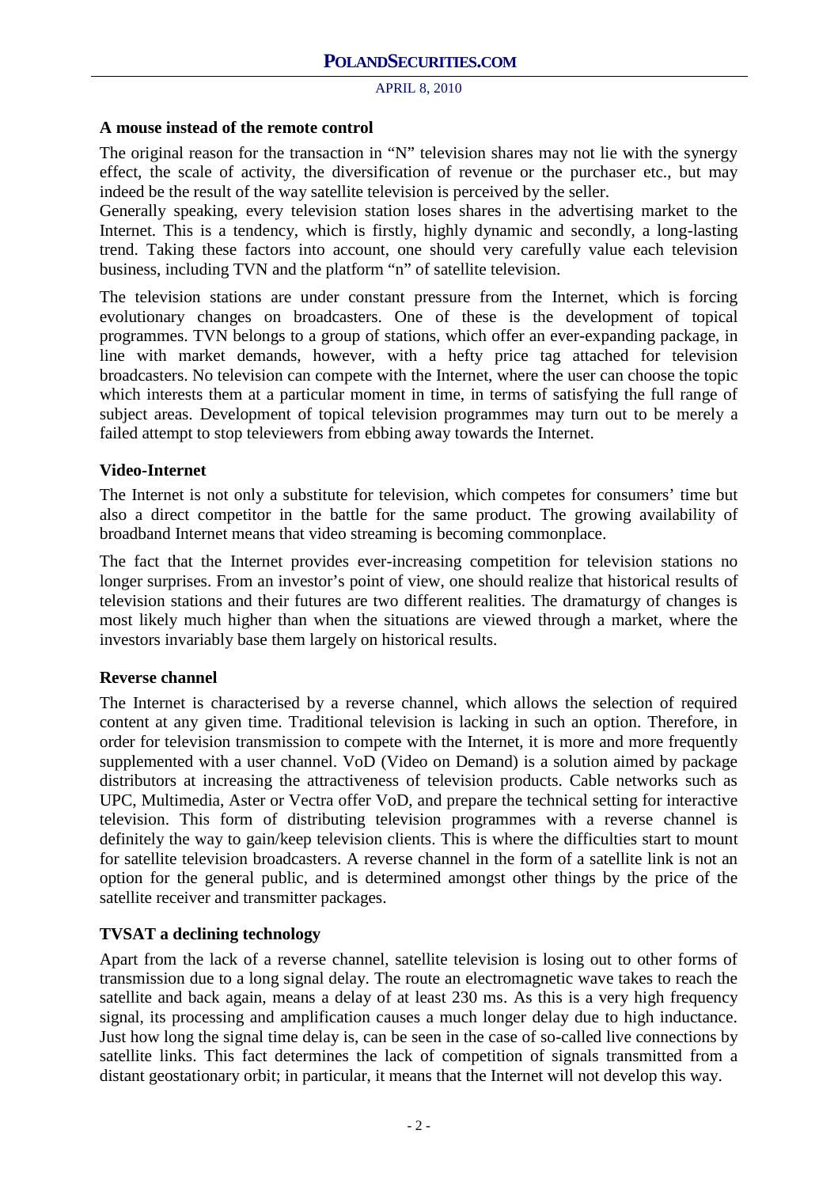### A mouse instead of the remote control

The original reason for the transaction in "N" television shares may not lie with the synergy effect, the scale of activity, the diversification of revenue or the purchaser etc., but may indeed be the result of the way satellite television is perceived by the seller.

Generally speaking, every television station loses shares in the advertising market to the Internet. This is a tendency, which is firstly, highly dynamic and secondly, a long-lasting trend. Taking these factors into account, one should very carefully value each television business, including TVN and the platform "n" of satellite television.

The television stations are under constant pressure from the Internet, which is forcing evolutionary changes on broadcasters. One of these is the development of topical programmes. TVN belongs to a group of stations, which offer an ever-expanding package, in line with market demands, however, with a hefty price tag attached for television broadcasters. No television can compete with the Internet, where the user can choose the topic which interests them at a particular moment in time, in terms of satisfying the full range of subject areas. Development of topical television programmes may turn out to be merely a failed attempt to stop televiewers from ebbing away towards the Internet.

### Video-Internet

The Internet is not only a substitute for television, which competes for consumers' time but also a direct competitor in the battle for the same product. The growing availability of broadband Internet means that video streaming is becoming commonplace.

The fact that the Internet provides ever-increasing competition for television stations no longer surprises. From an investor's point of view, one should realize that historical results of television stations and their futures are two different realities. The dramaturgy of changes is most likely much higher than when the situations are viewed through a market, where the investors invariably base them largely on historical results.

### Reverse channel

The Internet is characterised by a reverse channel, which allows the selection of required content at any given time. Traditional television is lacking in such an option. Therefore, in order for television transmission to compete with the Internet, it is more and more frequently supplemented with a user channel. VoD (Video on Demand) is a solution aimed by package distributors at increasing the attractiveness of television products. Cable networks such as UPC, Multimedia, Aster or Vectra offer VoD, and prepare the technical setting for interactive television. This form of distributing television programmes with a reverse channel is definitely the way to gain/keep television clients. This is where the difficulties start to mount for satellite television broadcasters. A reverse channel in the form of a satellite link is not an option for the general public, and is determined amongst other things by the price of the satellite receiver and transmitter packages.

### TVSAT a declining technology

Apart from the lack of a reverse channel, satellite television is losing out to other forms of transmission due to a long signal delay. The route an electromagnetic wave takes to reach the satellite and back again, means a delay of at least 230 ms. As this is a very high frequency signal, its processing and amplification causes a much longer delay due to high inductance. Just how long the signal time delay is, can be seen in the case of so-called live connections by satellite links. This fact determines the lack of competition of signals transmitted from a distant geostationary orbit; in particular, it means that the Internet will not develop this way.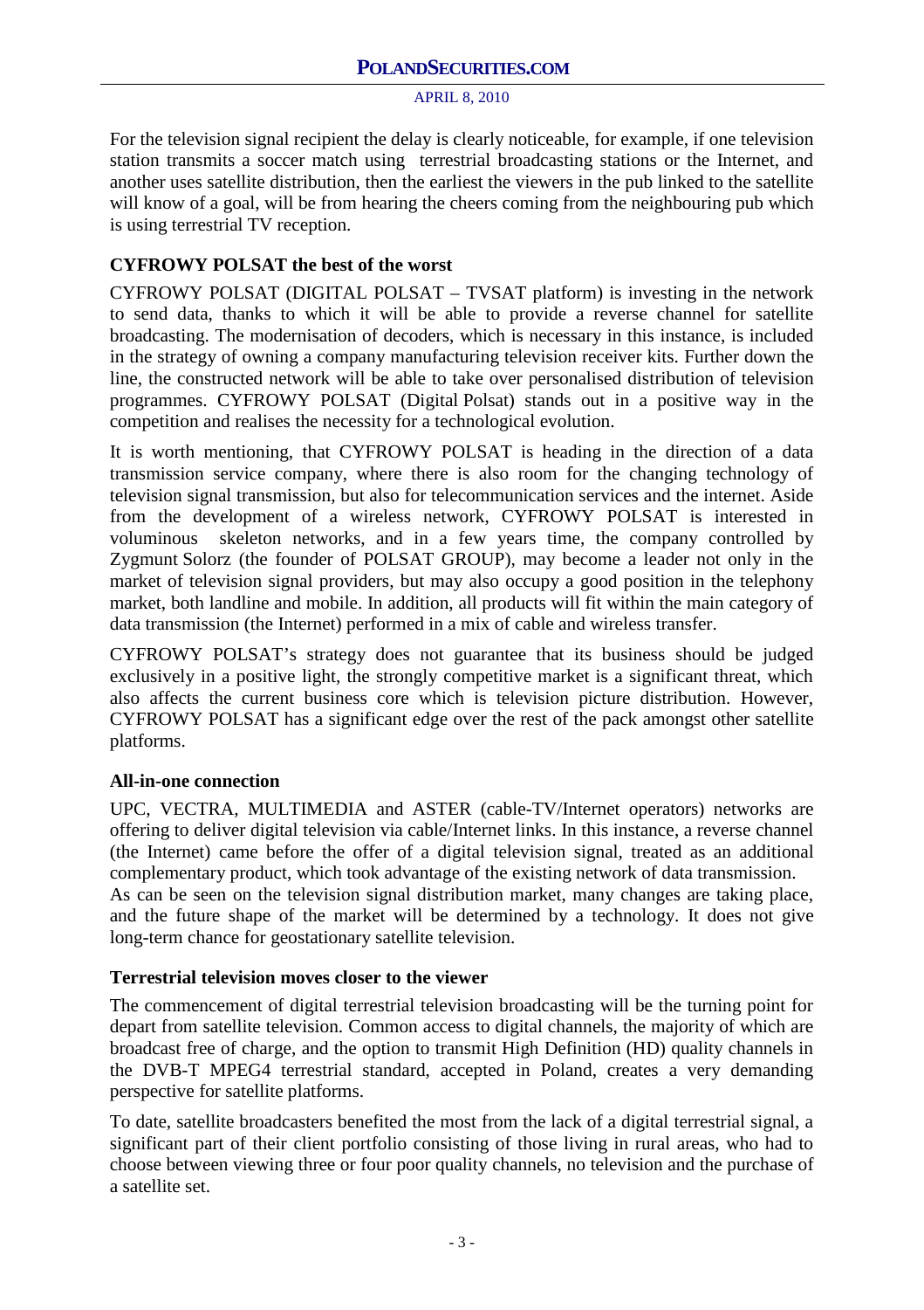For the television signal recipient the delay is clearly noticeable, for example, if one television station transmits a soccer match using terrestrial broadcasting stations or the Internet, and another uses satellite distribution, then the earliest the viewers in the pub linked to the satellite will know of a goal, will be from hearing the cheers coming from the neighbouring pub which is using terrestrial TV reception.

### CYFROWY POLSAT the best of the worst

CYFROWY POLSAT (DIGITAL POLSAT – TVSAT platform) is investing in the network to send data, thanks to which it will be able to provide a reverse channel for satellite broadcasting. The modernisation of decoders, which is necessary in this instance, is included in the strategy of owning a company manufacturing television receiver kits. Further down the line, the constructed network will be able to take over personalised distribution of television programmes. CYFROWY POLSAT (Digital Polsat) stands out in a positive way in the competition and realises the necessity for a technological evolution.

It is worth mentioning, that CYFROWY POLSAT is heading in the direction of a data transmission service company, where there is also room for the changing technology of television signal transmission, but also for telecommunication services and the internet. Aside from the development of a wireless network, CYFROWY POLSAT is interested in voluminous skeleton networks, and in a few years time, the company controlled by Zygmunt Solorz (the founder of POLSAT GROUP), may become a leader not only in the market of television signal providers, but may also occupy a good position in the telephony market, both landline and mobile. In addition, all products will fit within the main category of data transmission (the Internet) performed in a mix of cable and wireless transfer.

CYFROWY POLSAT's strategy does not guarantee that its business should be judged exclusively in a positive light, the strongly competitive market is a significant threat, which also affects the current business core which is television picture distribution. However, CYFROWY POLSAT has a significant edge over the rest of the pack amongst other satellite platforms.

### All-in-one connection

UPC, VECTRA, MULTIMEDIA and ASTER (cable-TV/Internet operators) networks are offering to deliver digital television via cable/Internet links. In this instance, a reverse channel (the Internet) came before the offer of a digital television signal, treated as an additional complementary product, which took advantage of the existing network of data transmission.
As can be seen on the television signal distribution market, many changes are taking place, and the future shape of the market will be determined by a technology. It does not give long-term chance for geostationary satellite television.

### Terrestrial television moves closer to the viewer

The commencement of digital terrestrial television broadcasting will be the turning point for depart from satellite television. Common access to digital channels, the majority of which are broadcast free of charge, and the option to transmit High Definition (HD) quality channels in the DVB-T MPEG4 terrestrial standard, accepted in Poland, creates a very demanding perspective for satellite platforms.

To date, satellite broadcasters benefited the most from the lack of a digital terrestrial signal, a significant part of their client portfolio consisting of those living in rural areas, who had to choose between viewing three or four poor quality channels, no television and the purchase of a satellite set.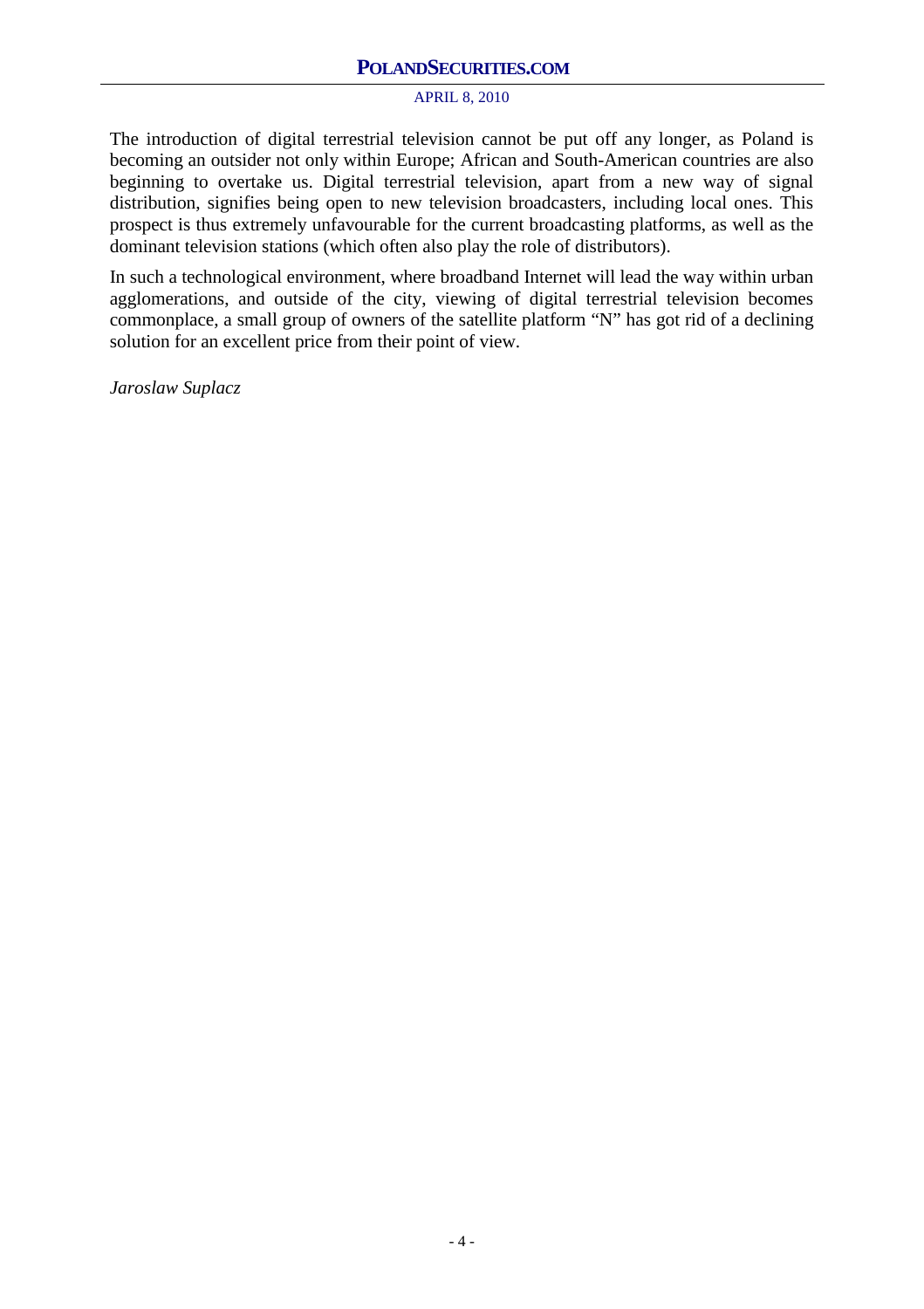The introduction of digital terrestrial television cannot be put off any longer, as Poland is becoming an outsider not only within Europe; African and South-American countries are also beginning to overtake us. Digital terrestrial television, apart from a new way of signal distribution, signifies being open to new television broadcasters, including local ones. This prospect is thus extremely unfavourable for the current broadcasting platforms, as well as the dominant television stations (which often also play the role of distributors).

In such a technological environment, where broadband Internet will lead the way within urban agglomerations, and outside of the city, viewing of digital terrestrial television becomes commonplace, a small group of owners of the satellite platform "N" has got rid of a declining solution for an excellent price from their point of view.

*Jaroslaw Suplacz*